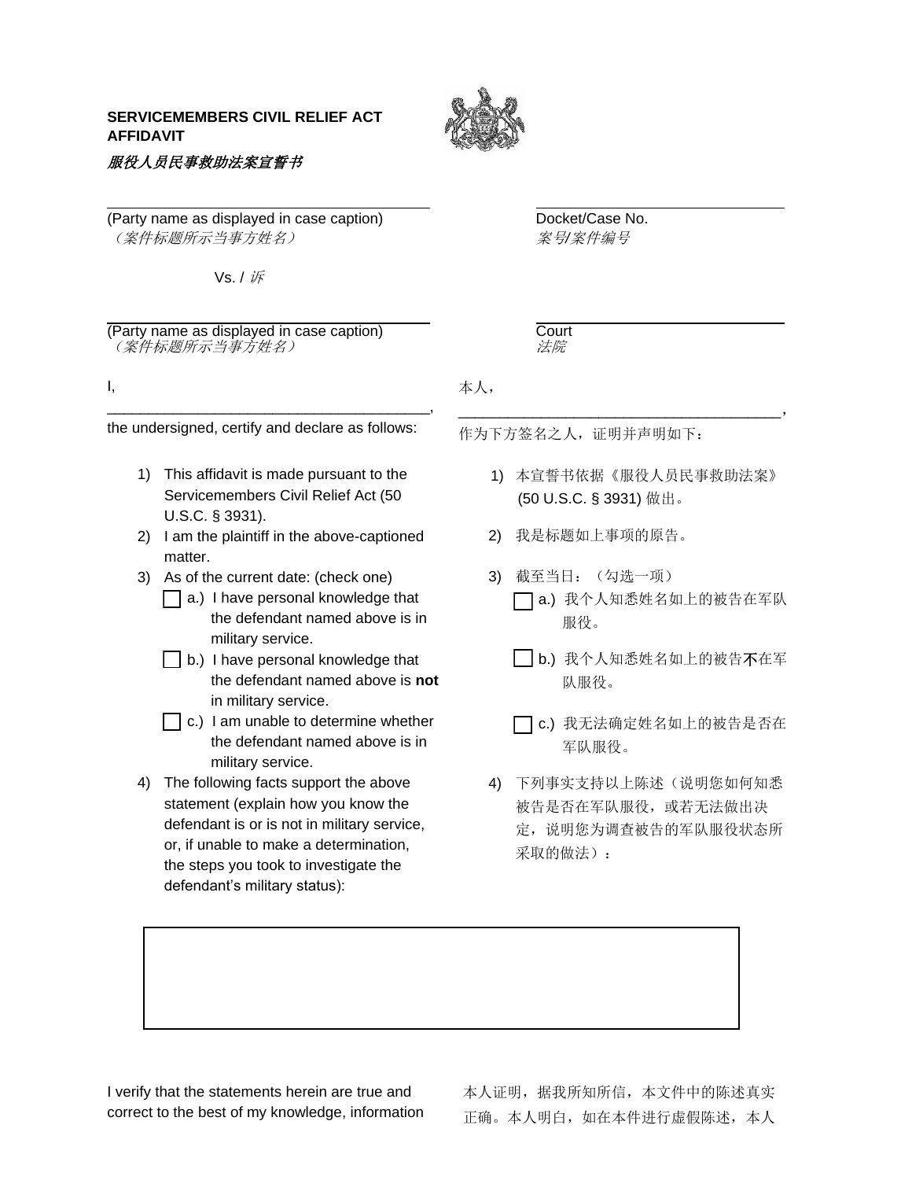**SERVICEMEMBERS CIVIL RELIEF ACT AFFIDAVIT**

***服役人员民事救助法案宣誓书***

_______________________________________
(Party name as displayed in case caption)
*（案件标题所示当事方姓名）*

Vs. / *诉*

_______________________________________
(Party name as displayed in case caption)
*（案件标题所示当事方姓名）*

_______________________________________
Docket/Case No.
*案号/案件编号*

_______________________________________
Court
*法院*

I, _______________________________________, the undersigned, certify and declare as follows:

1) This affidavit is made pursuant to the Servicemembers Civil Relief Act (50 U.S.C. § 3931).
2) I am the plaintiff in the above-captioned matter.
3) As of the current date: (check one)
   - ☐ a.) I have personal knowledge that the defendant named above is in military service.
   - ☐ b.) I have personal knowledge that the defendant named above is **not** in military service.
   - ☐ c.) I am unable to determine whether the defendant named above is in military service.
4) The following facts support the above statement (explain how you know the defendant is or is not in military service, or, if unable to make a determination, the steps you took to investigate the defendant's military status):

本人，_______________________________________，作为下方签名之人，证明并声明如下：

1) 本宣誓书依据《服役人员民事救助法案》(50 U.S.C. § 3931) 做出。
2) 我是标题如上事项的原告。
3) 截至当日：（勾选一项）
   - ☐ a.) 我个人知悉姓名如上的被告在军队服役。
   - ☐ b.) 我个人知悉姓名如上的被告**不**在军队服役。
   - ☐ c.) 我无法确定姓名如上的被告是否在军队服役。
4) 下列事实支持以上陈述（说明您如何知悉被告是否在军队服役，或若无法做出决定，说明您为调查被告的军队服役状态所采取的做法）：

|   |
|---|
|   |

I verify that the statements herein are true and correct to the best of my knowledge, information

本人证明，据我所知所信，本文件中的陈述真实正确。本人明白，如在本件进行虚假陈述，本人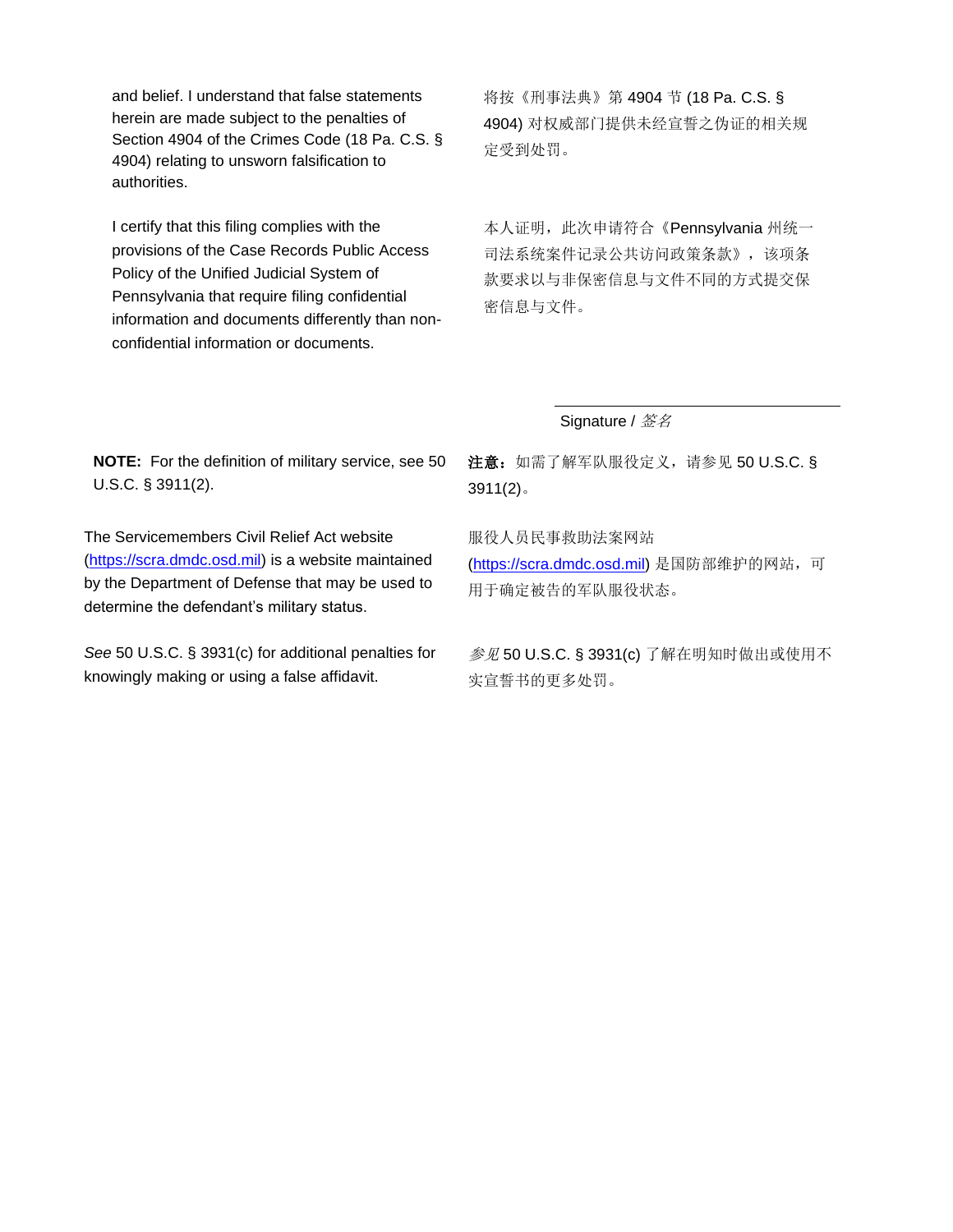and belief. I understand that false statements herein are made subject to the penalties of Section 4904 of the Crimes Code (18 Pa. C.S. § 4904) relating to unsworn falsification to authorities.

将按《刑事法典》第 4904 节 (18 Pa. C.S. § 4904) 对权威部门提供未经宣誓之伪证的相关规定受到处罚。

I certify that this filing complies with the provisions of the Case Records Public Access Policy of the Unified Judicial System of Pennsylvania that require filing confidential information and documents differently than non-confidential information or documents.

本人证明，此次申请符合《Pennsylvania 州统一司法系统案件记录公共访问政策条款》，该项条款要求以与非保密信息与文件不同的方式提交保密信息与文件。

______________________________

Signature / *签名*

**NOTE:** For the definition of military service, see 50 U.S.C. § 3911(2).

**注意：**如需了解军队服役定义，请参见 50 U.S.C. § 3911(2)。

The Servicemembers Civil Relief Act website (https://scra.dmdc.osd.mil) is a website maintained by the Department of Defense that may be used to determine the defendant's military status.

服役人员民事救助法案网站 (https://scra.dmdc.osd.mil) 是国防部维护的网站，可用于确定被告的军队服役状态。

*See* 50 U.S.C. § 3931(c) for additional penalties for knowingly making or using a false affidavit.

*参见* 50 U.S.C. § 3931(c) 了解在明知时做出或使用不实宣誓书的更多处罚。